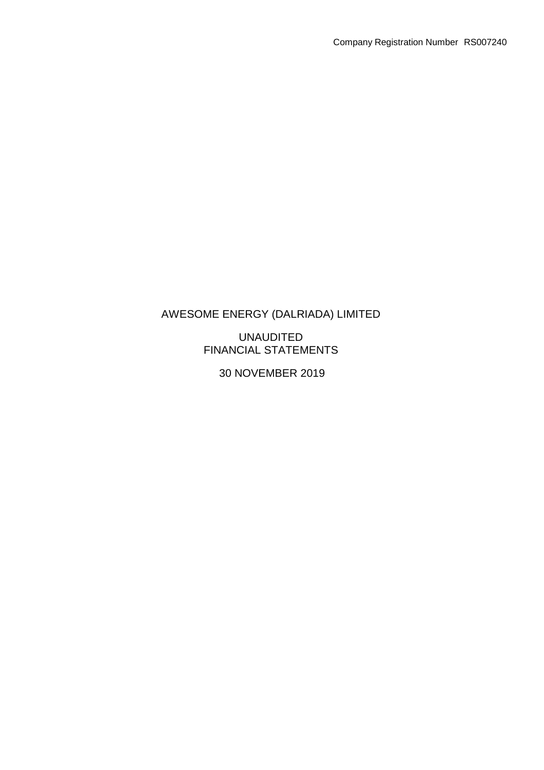Company Registration Number RS007240

# AWESOME ENERGY (DALRIADA) LIMITED

## UNAUDITED FINANCIAL STATEMENTS

## 30 NOVEMBER 2019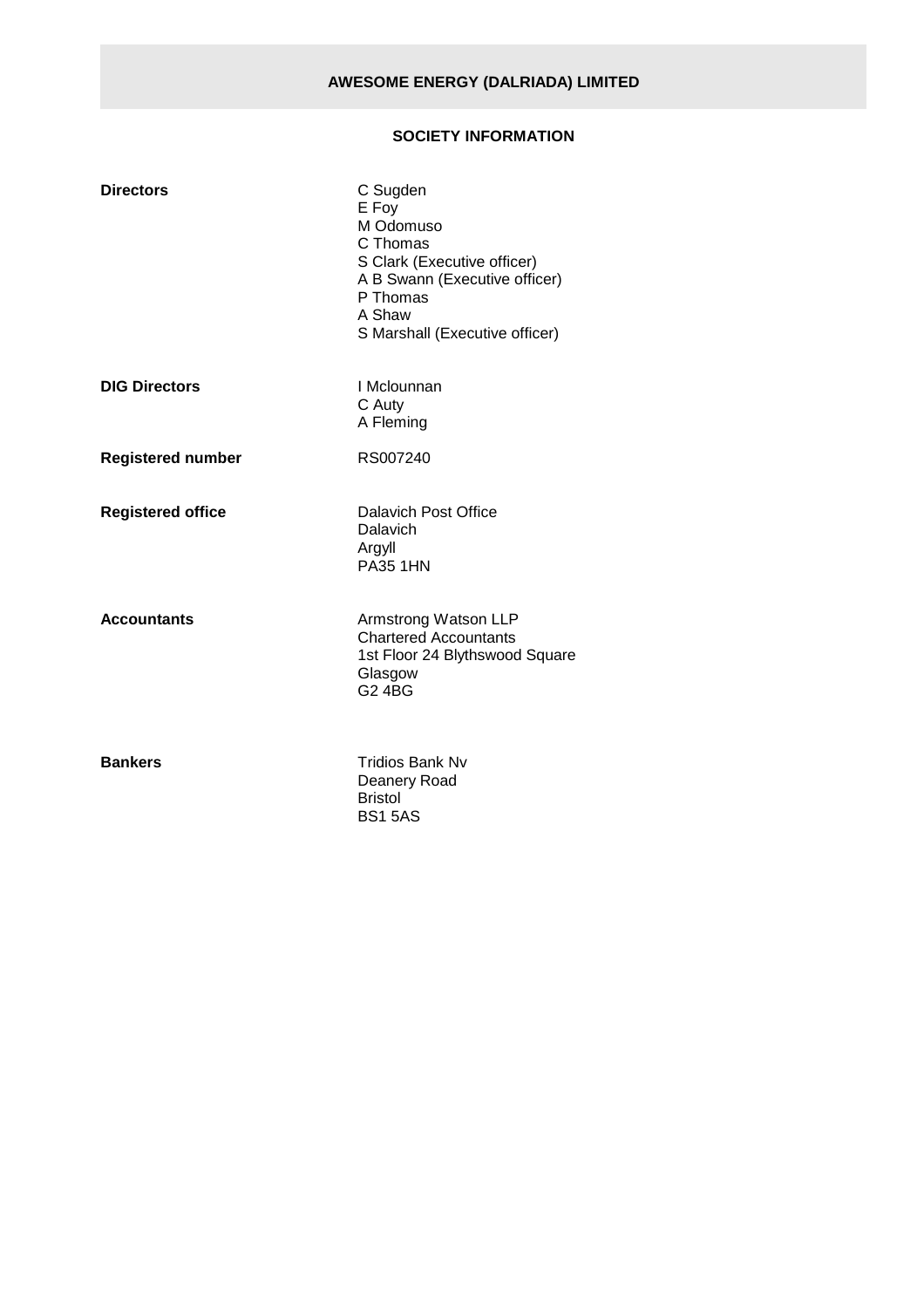# AWESOME ENERGY (DALRIADA) LIMITED

## SOCIETY INFORMATION

**Directors**

C Sugden
E Foy
M Odomuso
C Thomas
S Clark (Executive officer)
A B Swann (Executive officer)
P Thomas
A Shaw
S Marshall (Executive officer)

**DIG Directors**

I Mclounnan
C Auty
A Fleming

**Registered number**

RS007240

**Registered office**

Dalavich Post Office
Dalavich
Argyll
PA35 1HN

**Accountants**

Armstrong Watson LLP
Chartered Accountants
1st Floor 24 Blythswood Square
Glasgow
G2 4BG

**Bankers**

Tridios Bank Nv
Deanery Road
Bristol
BS1 5AS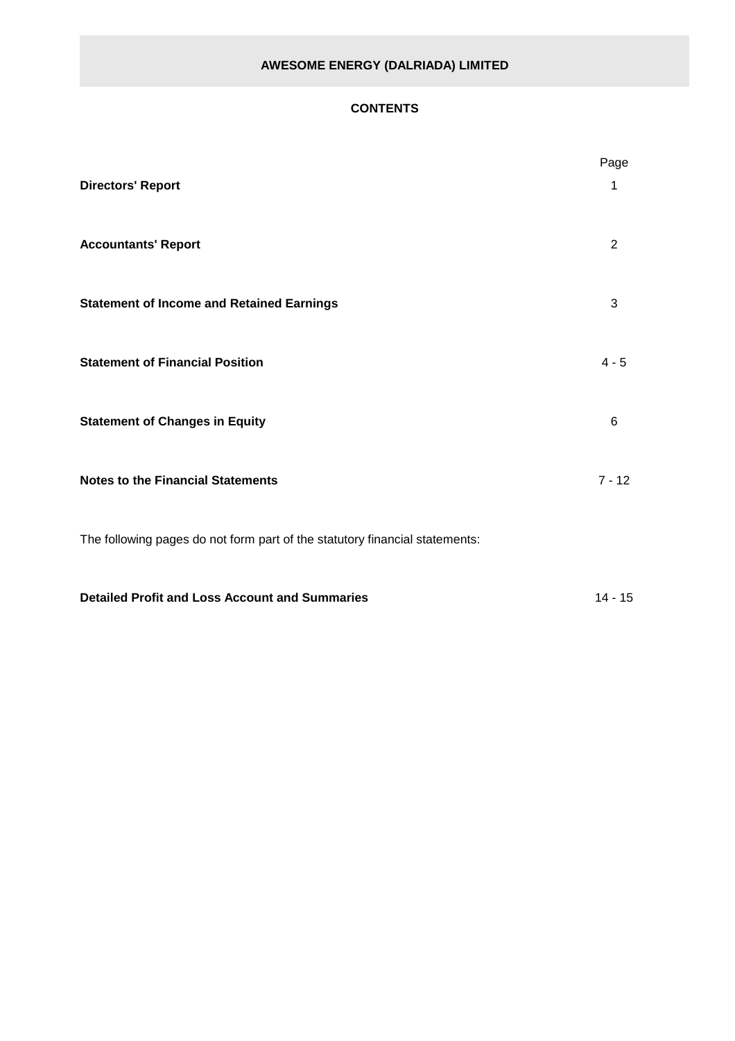# AWESOME ENERGY (DALRIADA) LIMITED

## CONTENTS

| | Page |
|---|---|
| **Directors' Report** | 1 |
| **Accountants' Report** | 2 |
| **Statement of Income and Retained Earnings** | 3 |
| **Statement of Financial Position** | 4 - 5 |
| **Statement of Changes in Equity** | 6 |
| **Notes to the Financial Statements** | 7 - 12 |

The following pages do not form part of the statutory financial statements:

| | |
|---|---|
| **Detailed Profit and Loss Account and Summaries** | 14 - 15 |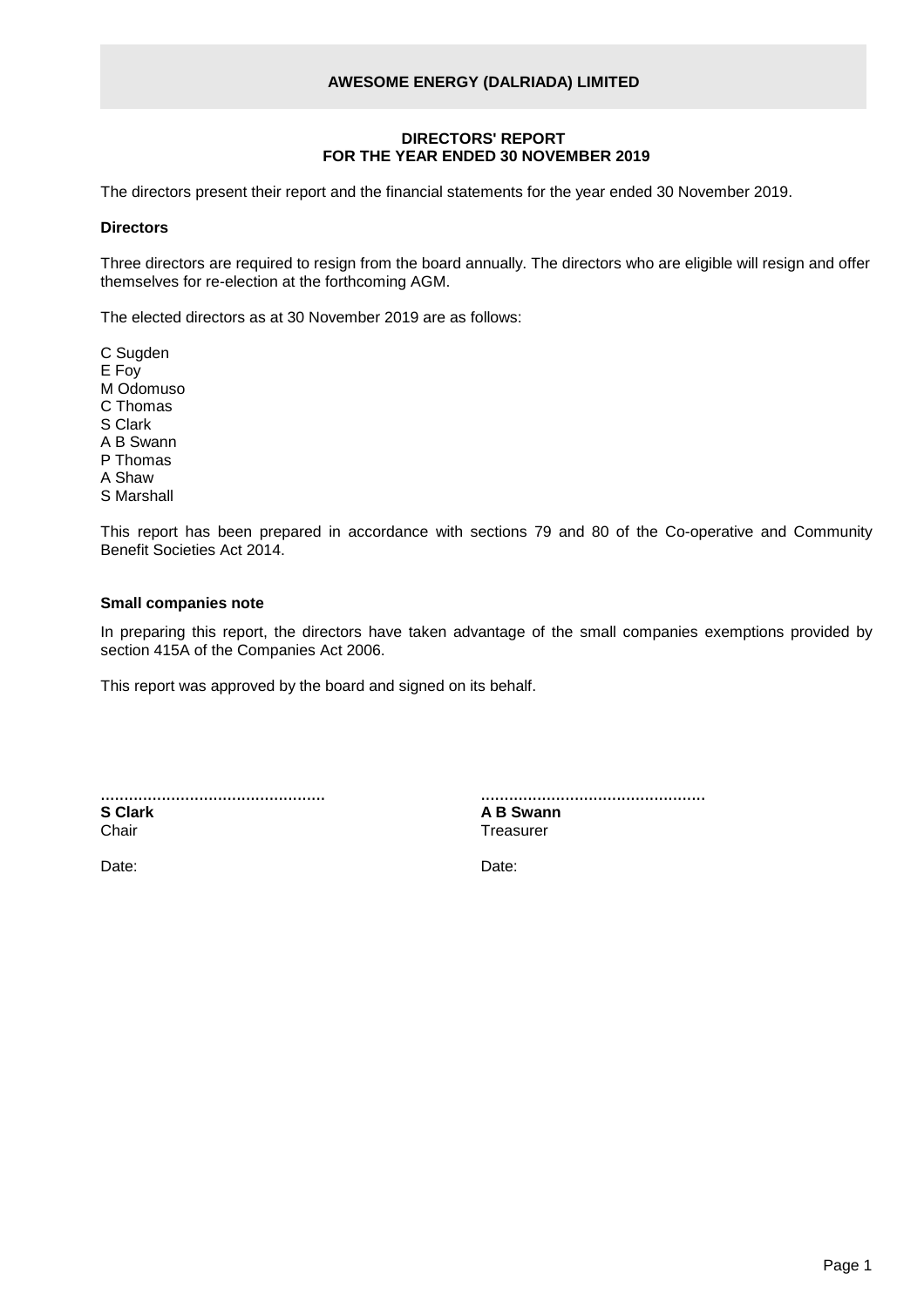# AWESOME ENERGY (DALRIADA) LIMITED

## DIRECTORS' REPORT
## FOR THE YEAR ENDED 30 NOVEMBER 2019

The directors present their report and the financial statements for the year ended 30 November 2019.

**Directors**

Three directors are required to resign from the board annually. The directors who are eligible will resign and offer themselves for re-election at the forthcoming AGM.

The elected directors as at 30 November 2019 are as follows:

C Sugden
E Foy
M Odomuso
C Thomas
S Clark
A B Swann
P Thomas
A Shaw
S Marshall

This report has been prepared in accordance with sections 79 and 80 of the Co-operative and Community Benefit Societies Act 2014.

**Small companies note**

In preparing this report, the directors have taken advantage of the small companies exemptions provided by section 415A of the Companies Act 2006.

This report was approved by the board and signed on its behalf.

................................................
**S Clark**
Chair

Date:

................................................
**A B Swann**
Treasurer

Date: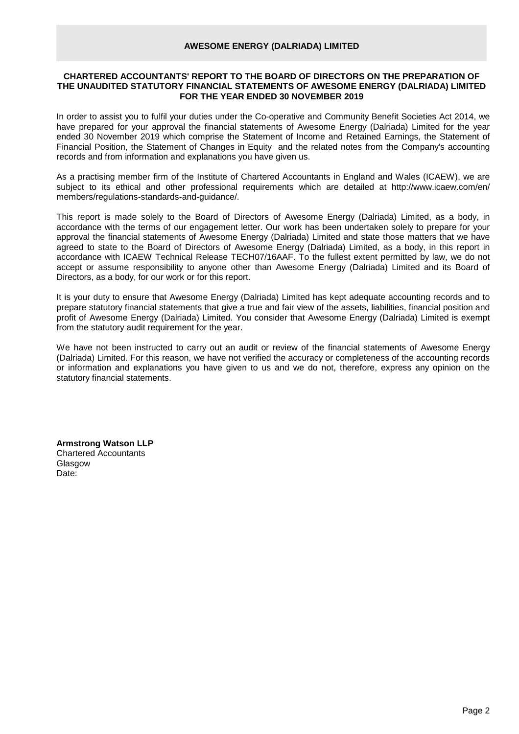# AWESOME ENERGY (DALRIADA) LIMITED

**CHARTERED ACCOUNTANTS' REPORT TO THE BOARD OF DIRECTORS ON THE PREPARATION OF THE UNAUDITED STATUTORY FINANCIAL STATEMENTS OF AWESOME ENERGY (DALRIADA) LIMITED FOR THE YEAR ENDED 30 NOVEMBER 2019**

In order to assist you to fulfil your duties under the Co-operative and Community Benefit Societies Act 2014, we have prepared for your approval the financial statements of Awesome Energy (Dalriada) Limited for the year ended 30 November 2019 which comprise the Statement of Income and Retained Earnings, the Statement of Financial Position, the Statement of Changes in Equity and the related notes from the Company's accounting records and from information and explanations you have given us.

As a practising member firm of the Institute of Chartered Accountants in England and Wales (ICAEW), we are subject to its ethical and other professional requirements which are detailed at http://www.icaew.com/en/members/regulations-standards-and-guidance/.

This report is made solely to the Board of Directors of Awesome Energy (Dalriada) Limited, as a body, in accordance with the terms of our engagement letter. Our work has been undertaken solely to prepare for your approval the financial statements of Awesome Energy (Dalriada) Limited and state those matters that we have agreed to state to the Board of Directors of Awesome Energy (Dalriada) Limited, as a body, in this report in accordance with ICAEW Technical Release TECH07/16AAF. To the fullest extent permitted by law, we do not accept or assume responsibility to anyone other than Awesome Energy (Dalriada) Limited and its Board of Directors, as a body, for our work or for this report.

It is your duty to ensure that Awesome Energy (Dalriada) Limited has kept adequate accounting records and to prepare statutory financial statements that give a true and fair view of the assets, liabilities, financial position and profit of Awesome Energy (Dalriada) Limited. You consider that Awesome Energy (Dalriada) Limited is exempt from the statutory audit requirement for the year.

We have not been instructed to carry out an audit or review of the financial statements of Awesome Energy (Dalriada) Limited. For this reason, we have not verified the accuracy or completeness of the accounting records or information and explanations you have given to us and we do not, therefore, express any opinion on the statutory financial statements.

**Armstrong Watson LLP**
Chartered Accountants
Glasgow
Date: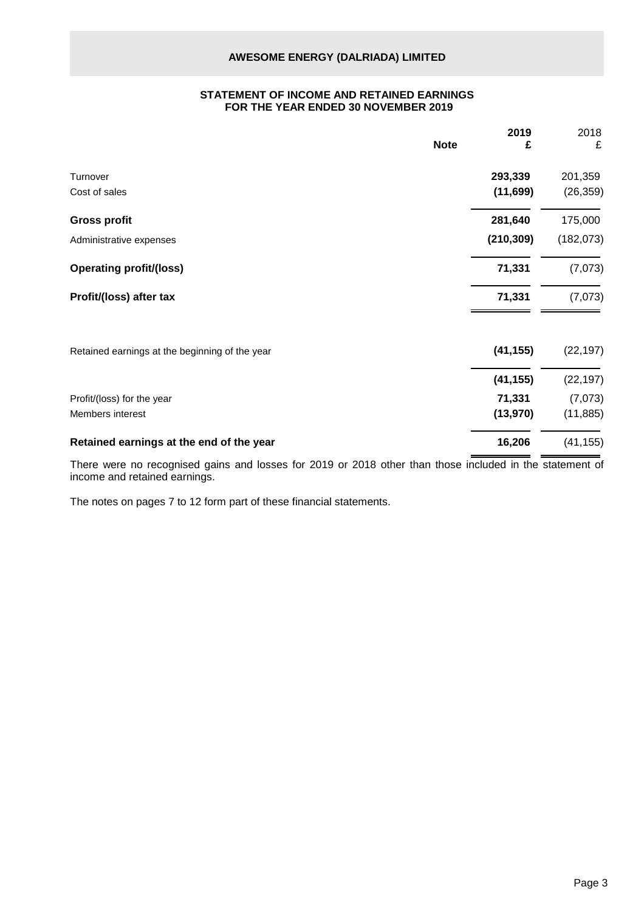# AWESOME ENERGY (DALRIADA) LIMITED

## STATEMENT OF INCOME AND RETAINED EARNINGS FOR THE YEAR ENDED 30 NOVEMBER 2019

| | Note | 2019 £ | 2018 £ |
|---|---|---|---|
| Turnover | | **293,339** | 201,359 |
| Cost of sales | | **(11,699)** | (26,359) |
| **Gross profit** | | **281,640** | 175,000 |
| Administrative expenses | | **(210,309)** | (182,073) |
| **Operating profit/(loss)** | | **71,331** | (7,073) |
| **Profit/(loss) after tax** | | **71,331** | (7,073) |
| | | | |
| Retained earnings at the beginning of the year | | **(41,155)** | (22,197) |
| | | **(41,155)** | (22,197) |
| Profit/(loss) for the year | | **71,331** | (7,073) |
| Members interest | | **(13,970)** | (11,885) |
| **Retained earnings at the end of the year** | | **16,206** | (41,155) |

There were no recognised gains and losses for 2019 or 2018 other than those included in the statement of income and retained earnings.

The notes on pages 7 to 12 form part of these financial statements.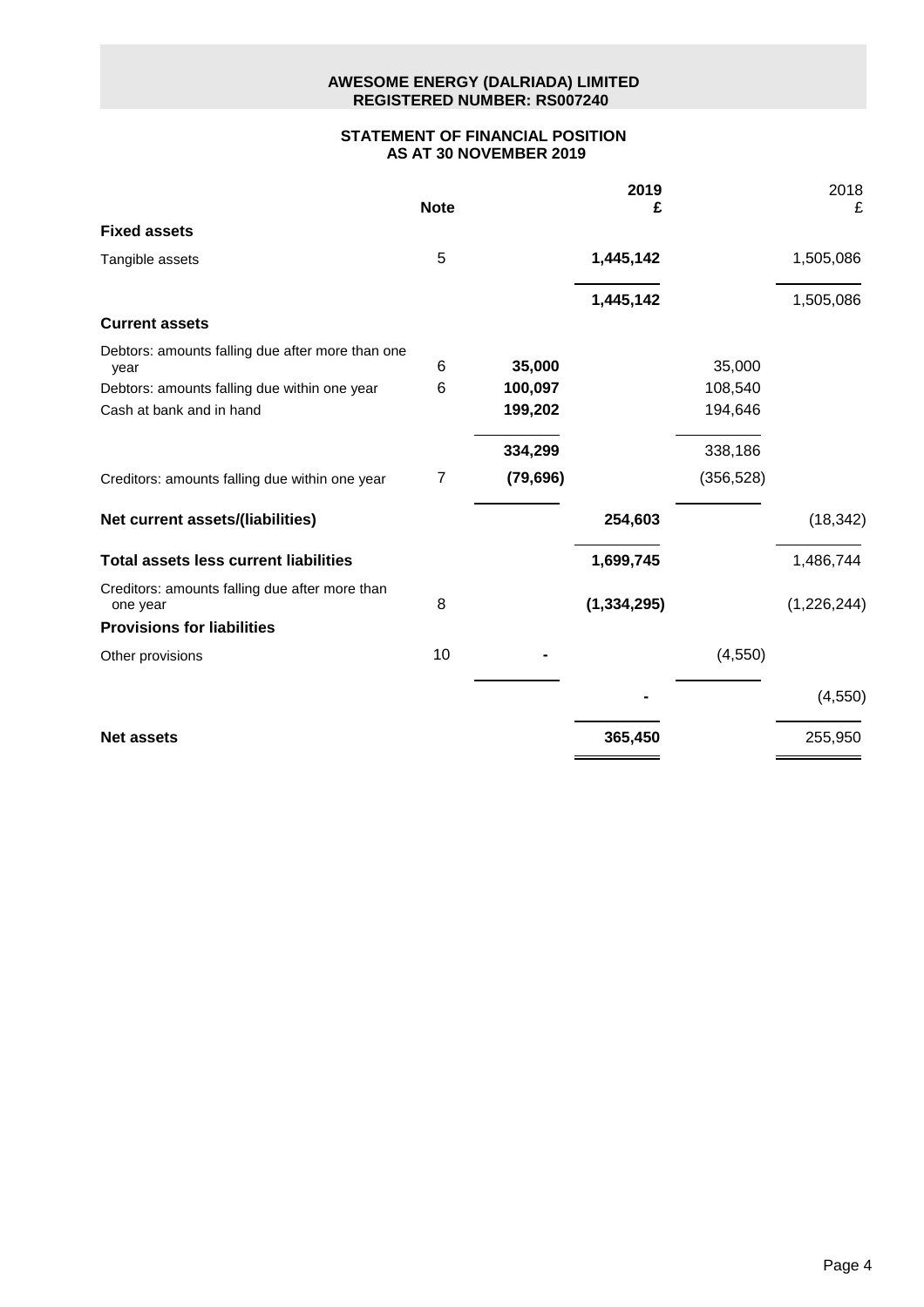**AWESOME ENERGY (DALRIADA) LIMITED**
**REGISTERED NUMBER: RS007240**

## STATEMENT OF FINANCIAL POSITION
## AS AT 30 NOVEMBER 2019

| | Note | | 2019 £ | | 2018 £ |
|---|---|---|---|---|---|
| **Fixed assets** | | | | | |
| Tangible assets | 5 | | **1,445,142** | | 1,505,086 |
| | | | **1,445,142** | | 1,505,086 |
| **Current assets** | | | | | |
| Debtors: amounts falling due after more than one year | 6 | **35,000** | | 35,000 | |
| Debtors: amounts falling due within one year | 6 | **100,097** | | 108,540 | |
| Cash at bank and in hand | | **199,202** | | 194,646 | |
| | | **334,299** | | 338,186 | |
| Creditors: amounts falling due within one year | 7 | **(79,696)** | | (356,528) | |
| **Net current assets/(liabilities)** | | | **254,603** | | (18,342) |
| **Total assets less current liabilities** | | | **1,699,745** | | 1,486,744 |
| Creditors: amounts falling due after more than one year | 8 | | **(1,334,295)** | | (1,226,244) |
| **Provisions for liabilities** | | | | | |
| Other provisions | 10 | **-** | | (4,550) | |
| | | | **-** | | (4,550) |
| **Net assets** | | | **365,450** | | 255,950 |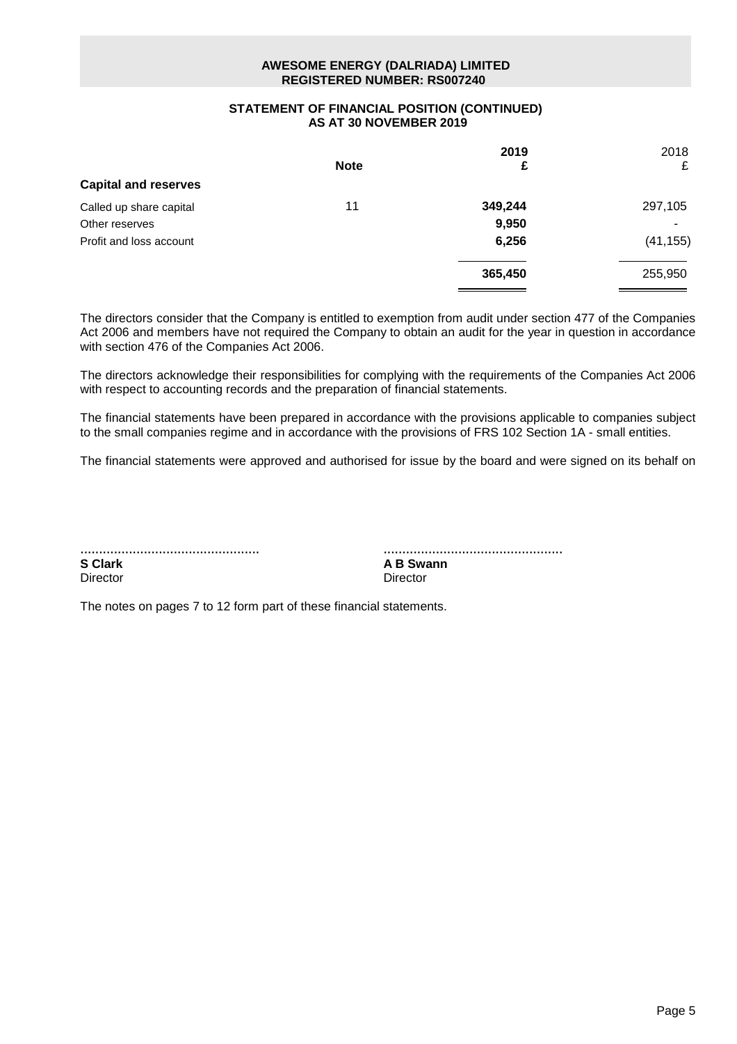**AWESOME ENERGY (DALRIADA) LIMITED**
**REGISTERED NUMBER: RS007240**

## STATEMENT OF FINANCIAL POSITION (CONTINUED)
## AS AT 30 NOVEMBER 2019

| | Note | 2019 £ | 2018 £ |
|---|---|---|---|
| **Capital and reserves** | | | |
| Called up share capital | 11 | **349,244** | 297,105 |
| Other reserves | | **9,950** | - |
| Profit and loss account | | **6,256** | (41,155) |
| | | **365,450** | 255,950 |

The directors consider that the Company is entitled to exemption from audit under section 477 of the Companies Act 2006 and members have not required the Company to obtain an audit for the year in question in accordance with section 476 of the Companies Act 2006.

The directors acknowledge their responsibilities for complying with the requirements of the Companies Act 2006 with respect to accounting records and the preparation of financial statements.

The financial statements have been prepared in accordance with the provisions applicable to companies subject to the small companies regime and in accordance with the provisions of FRS 102 Section 1A - small entities.

The financial statements were approved and authorised for issue by the board and were signed on its behalf on

................................................
**S Clark**
Director

................................................
**A B Swann**
Director

The notes on pages 7 to 12 form part of these financial statements.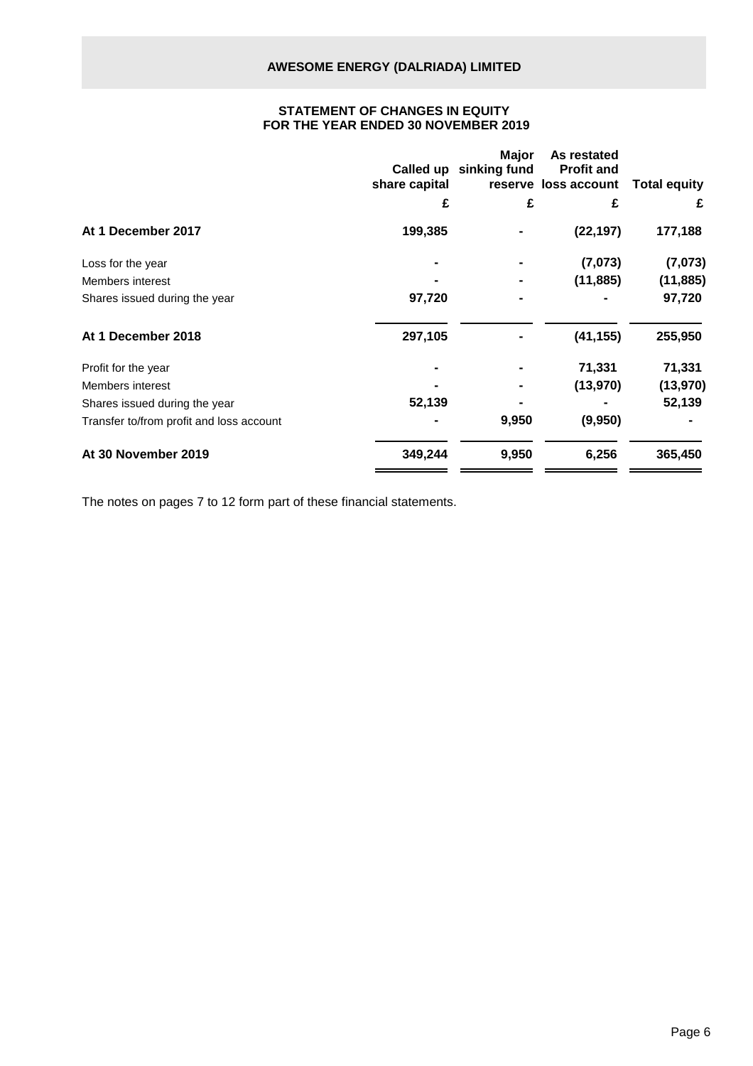## AWESOME ENERGY (DALRIADA) LIMITED

### STATEMENT OF CHANGES IN EQUITY
### FOR THE YEAR ENDED 30 NOVEMBER 2019

| | Called up share capital | Major sinking fund reserve | As restated Profit and loss account | Total equity |
|---|---|---|---|---|
| | £ | £ | £ | £ |
| **At 1 December 2017** | **199,385** | **-** | **(22,197)** | **177,188** |
| Loss for the year | - | - | (7,073) | (7,073) |
| Members interest | - | - | (11,885) | (11,885) |
| Shares issued during the year | 97,720 | - | - | 97,720 |
| **At 1 December 2018** | **297,105** | **-** | **(41,155)** | **255,950** |
| Profit for the year | - | - | 71,331 | 71,331 |
| Members interest | - | - | (13,970) | (13,970) |
| Shares issued during the year | 52,139 | - | - | 52,139 |
| Transfer to/from profit and loss account | - | 9,950 | (9,950) | - |
| **At 30 November 2019** | **349,244** | **9,950** | **6,256** | **365,450** |

The notes on pages 7 to 12 form part of these financial statements.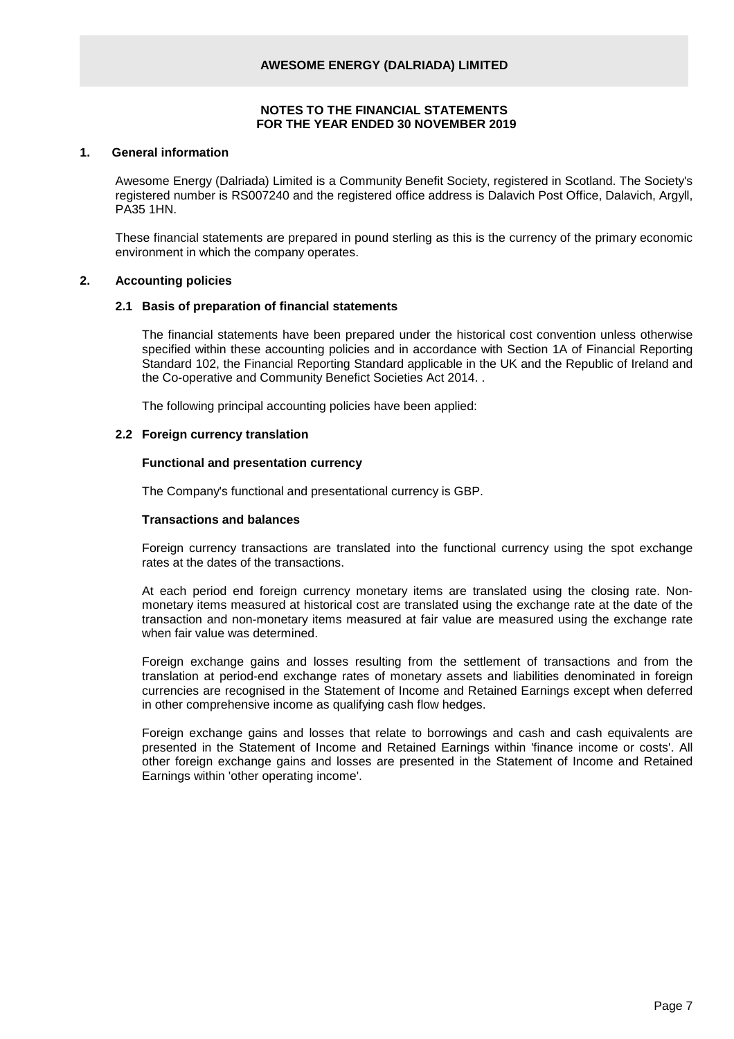# AWESOME ENERGY (DALRIADA) LIMITED

## NOTES TO THE FINANCIAL STATEMENTS FOR THE YEAR ENDED 30 NOVEMBER 2019

### 1. General information

Awesome Energy (Dalriada) Limited is a Community Benefit Society, registered in Scotland. The Society's registered number is RS007240 and the registered office address is Dalavich Post Office, Dalavich, Argyll, PA35 1HN.

These financial statements are prepared in pound sterling as this is the currency of the primary economic environment in which the company operates.

### 2. Accounting policies

#### 2.1 Basis of preparation of financial statements

The financial statements have been prepared under the historical cost convention unless otherwise specified within these accounting policies and in accordance with Section 1A of Financial Reporting Standard 102, the Financial Reporting Standard applicable in the UK and the Republic of Ireland and the Co-operative and Community Benefit Societies Act 2014. .

The following principal accounting policies have been applied:

#### 2.2 Foreign currency translation

**Functional and presentation currency**

The Company's functional and presentational currency is GBP.

**Transactions and balances**

Foreign currency transactions are translated into the functional currency using the spot exchange rates at the dates of the transactions.

At each period end foreign currency monetary items are translated using the closing rate. Non-monetary items measured at historical cost are translated using the exchange rate at the date of the transaction and non-monetary items measured at fair value are measured using the exchange rate when fair value was determined.

Foreign exchange gains and losses resulting from the settlement of transactions and from the translation at period-end exchange rates of monetary assets and liabilities denominated in foreign currencies are recognised in the Statement of Income and Retained Earnings except when deferred in other comprehensive income as qualifying cash flow hedges.

Foreign exchange gains and losses that relate to borrowings and cash and cash equivalents are presented in the Statement of Income and Retained Earnings within 'finance income or costs'. All other foreign exchange gains and losses are presented in the Statement of Income and Retained Earnings within 'other operating income'.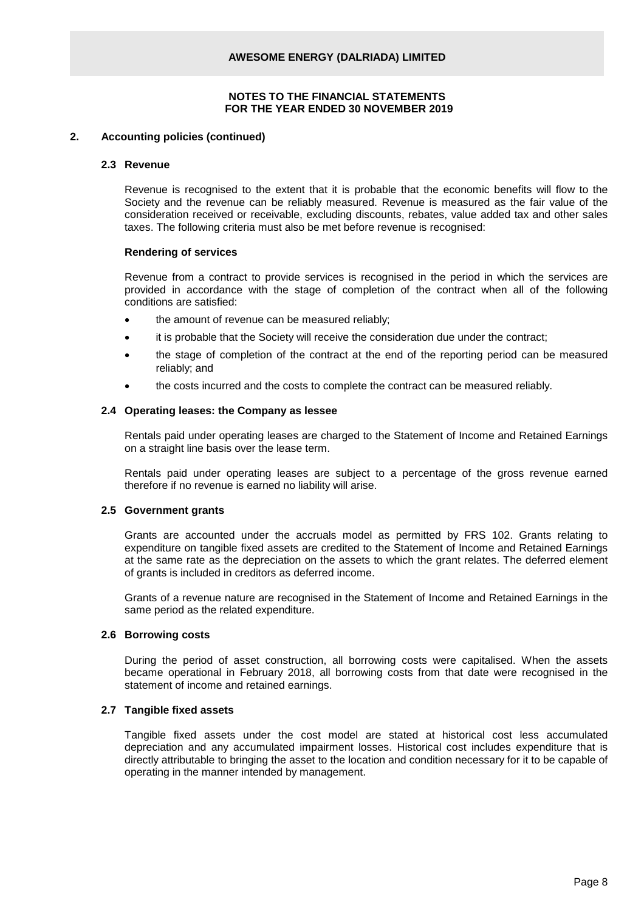**AWESOME ENERGY (DALRIADA) LIMITED**

**NOTES TO THE FINANCIAL STATEMENTS**
**FOR THE YEAR ENDED 30 NOVEMBER 2019**

## 2. Accounting policies (continued)

### 2.3 Revenue

Revenue is recognised to the extent that it is probable that the economic benefits will flow to the Society and the revenue can be reliably measured. Revenue is measured as the fair value of the consideration received or receivable, excluding discounts, rebates, value added tax and other sales taxes. The following criteria must also be met before revenue is recognised:

**Rendering of services**

Revenue from a contract to provide services is recognised in the period in which the services are provided in accordance with the stage of completion of the contract when all of the following conditions are satisfied:

- the amount of revenue can be measured reliably;
- it is probable that the Society will receive the consideration due under the contract;
- the stage of completion of the contract at the end of the reporting period can be measured reliably; and
- the costs incurred and the costs to complete the contract can be measured reliably.

### 2.4 Operating leases: the Company as lessee

Rentals paid under operating leases are charged to the Statement of Income and Retained Earnings on a straight line basis over the lease term.

Rentals paid under operating leases are subject to a percentage of the gross revenue earned therefore if no revenue is earned no liability will arise.

### 2.5 Government grants

Grants are accounted under the accruals model as permitted by FRS 102. Grants relating to expenditure on tangible fixed assets are credited to the Statement of Income and Retained Earnings at the same rate as the depreciation on the assets to which the grant relates. The deferred element of grants is included in creditors as deferred income.

Grants of a revenue nature are recognised in the Statement of Income and Retained Earnings in the same period as the related expenditure.

### 2.6 Borrowing costs

During the period of asset construction, all borrowing costs were capitalised. When the assets became operational in February 2018, all borrowing costs from that date were recognised in the statement of income and retained earnings.

### 2.7 Tangible fixed assets

Tangible fixed assets under the cost model are stated at historical cost less accumulated depreciation and any accumulated impairment losses. Historical cost includes expenditure that is directly attributable to bringing the asset to the location and condition necessary for it to be capable of operating in the manner intended by management.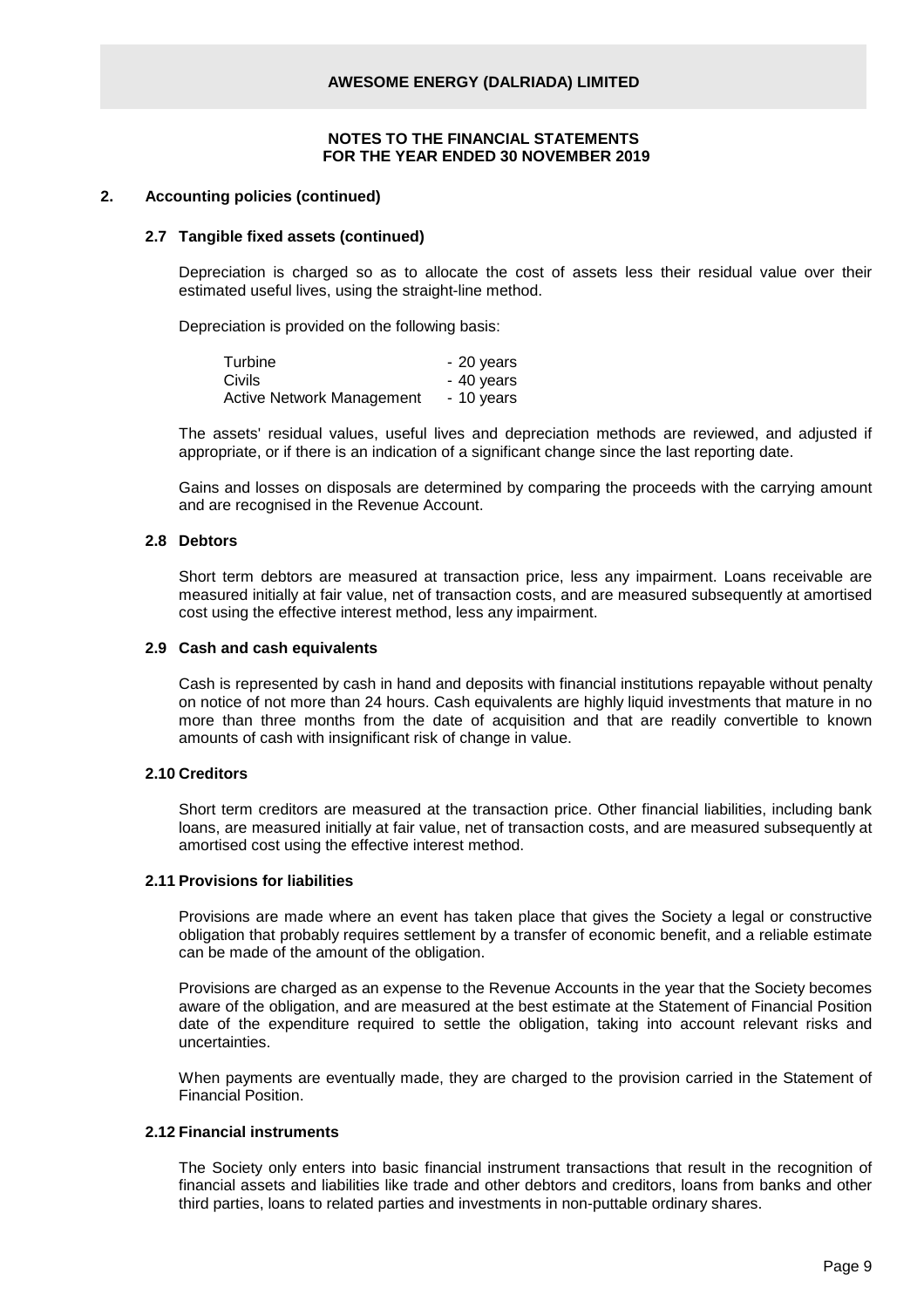**AWESOME ENERGY (DALRIADA) LIMITED**

**NOTES TO THE FINANCIAL STATEMENTS FOR THE YEAR ENDED 30 NOVEMBER 2019**

## 2. Accounting policies (continued)

### 2.7 Tangible fixed assets (continued)

Depreciation is charged so as to allocate the cost of assets less their residual value over their estimated useful lives, using the straight-line method.

Depreciation is provided on the following basis:

| | |
|---|---|
| Turbine | - 20 years |
| Civils | - 40 years |
| Active Network Management | - 10 years |

The assets' residual values, useful lives and depreciation methods are reviewed, and adjusted if appropriate, or if there is an indication of a significant change since the last reporting date.

Gains and losses on disposals are determined by comparing the proceeds with the carrying amount and are recognised in the Revenue Account.

### 2.8 Debtors

Short term debtors are measured at transaction price, less any impairment. Loans receivable are measured initially at fair value, net of transaction costs, and are measured subsequently at amortised cost using the effective interest method, less any impairment.

### 2.9 Cash and cash equivalents

Cash is represented by cash in hand and deposits with financial institutions repayable without penalty on notice of not more than 24 hours. Cash equivalents are highly liquid investments that mature in no more than three months from the date of acquisition and that are readily convertible to known amounts of cash with insignificant risk of change in value.

### 2.10 Creditors

Short term creditors are measured at the transaction price. Other financial liabilities, including bank loans, are measured initially at fair value, net of transaction costs, and are measured subsequently at amortised cost using the effective interest method.

### 2.11 Provisions for liabilities

Provisions are made where an event has taken place that gives the Society a legal or constructive obligation that probably requires settlement by a transfer of economic benefit, and a reliable estimate can be made of the amount of the obligation.

Provisions are charged as an expense to the Revenue Accounts in the year that the Society becomes aware of the obligation, and are measured at the best estimate at the Statement of Financial Position date of the expenditure required to settle the obligation, taking into account relevant risks and uncertainties.

When payments are eventually made, they are charged to the provision carried in the Statement of Financial Position.

### 2.12 Financial instruments

The Society only enters into basic financial instrument transactions that result in the recognition of financial assets and liabilities like trade and other debtors and creditors, loans from banks and other third parties, loans to related parties and investments in non-puttable ordinary shares.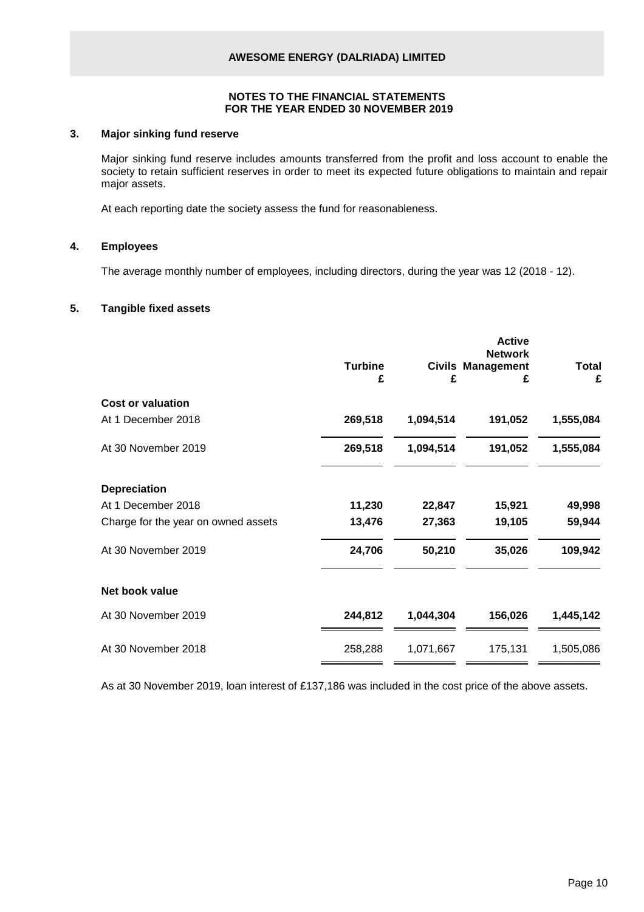# AWESOME ENERGY (DALRIADA) LIMITED

## NOTES TO THE FINANCIAL STATEMENTS
## FOR THE YEAR ENDED 30 NOVEMBER 2019

### 3. Major sinking fund reserve

Major sinking fund reserve includes amounts transferred from the profit and loss account to enable the society to retain sufficient reserves in order to meet its expected future obligations to maintain and repair major assets.

At each reporting date the society assess the fund for reasonableness.

### 4. Employees

The average monthly number of employees, including directors, during the year was 12 (2018 - 12).

### 5. Tangible fixed assets

| | Turbine £ | Civils £ | Active Network Management £ | Total £ |
|---|---|---|---|---|
| **Cost or valuation** | | | | |
| At 1 December 2018 | **269,518** | **1,094,514** | **191,052** | **1,555,084** |
| At 30 November 2019 | 269,518 | 1,094,514 | 191,052 | 1,555,084 |
| **Depreciation** | | | | |
| At 1 December 2018 | **11,230** | **22,847** | **15,921** | **49,998** |
| Charge for the year on owned assets | **13,476** | **27,363** | **19,105** | **59,944** |
| At 30 November 2019 | 24,706 | 50,210 | 35,026 | 109,942 |
| **Net book value** | | | | |
| At 30 November 2019 | **244,812** | **1,044,304** | **156,026** | **1,445,142** |
| At 30 November 2018 | 258,288 | 1,071,667 | 175,131 | 1,505,086 |

As at 30 November 2019, loan interest of £137,186 was included in the cost price of the above assets.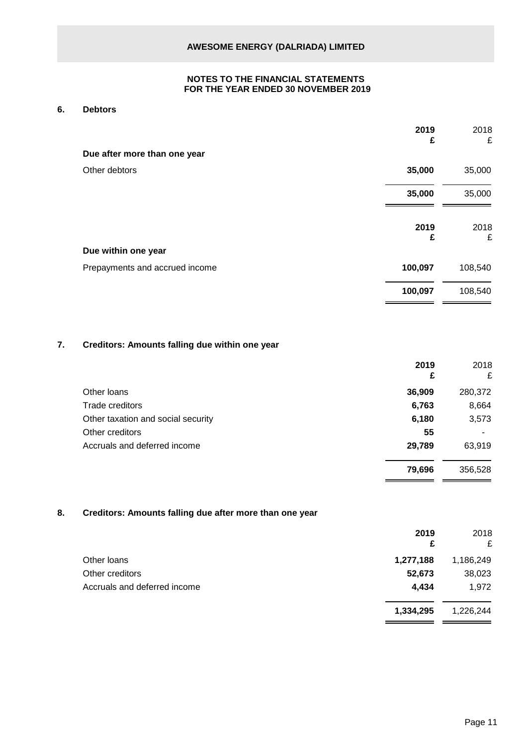# AWESOME ENERGY (DALRIADA) LIMITED

## NOTES TO THE FINANCIAL STATEMENTS FOR THE YEAR ENDED 30 NOVEMBER 2019

### 6. Debtors

| | 2019 £ | 2018 £ |
|---|---|---|
| **Due after more than one year** | | |
| Other debtors | **35,000** | 35,000 |
| | **35,000** | 35,000 |

| | 2019 £ | 2018 £ |
|---|---|---|
| **Due within one year** | | |
| Prepayments and accrued income | **100,097** | 108,540 |
| | **100,097** | 108,540 |

### 7. Creditors: Amounts falling due within one year

| | 2019 £ | 2018 £ |
|---|---|---|
| Other loans | **36,909** | 280,372 |
| Trade creditors | **6,763** | 8,664 |
| Other taxation and social security | **6,180** | 3,573 |
| Other creditors | **55** | - |
| Accruals and deferred income | **29,789** | 63,919 |
| | **79,696** | 356,528 |

### 8. Creditors: Amounts falling due after more than one year

| | 2019 £ | 2018 £ |
|---|---|---|
| Other loans | **1,277,188** | 1,186,249 |
| Other creditors | **52,673** | 38,023 |
| Accruals and deferred income | **4,434** | 1,972 |
| | **1,334,295** | 1,226,244 |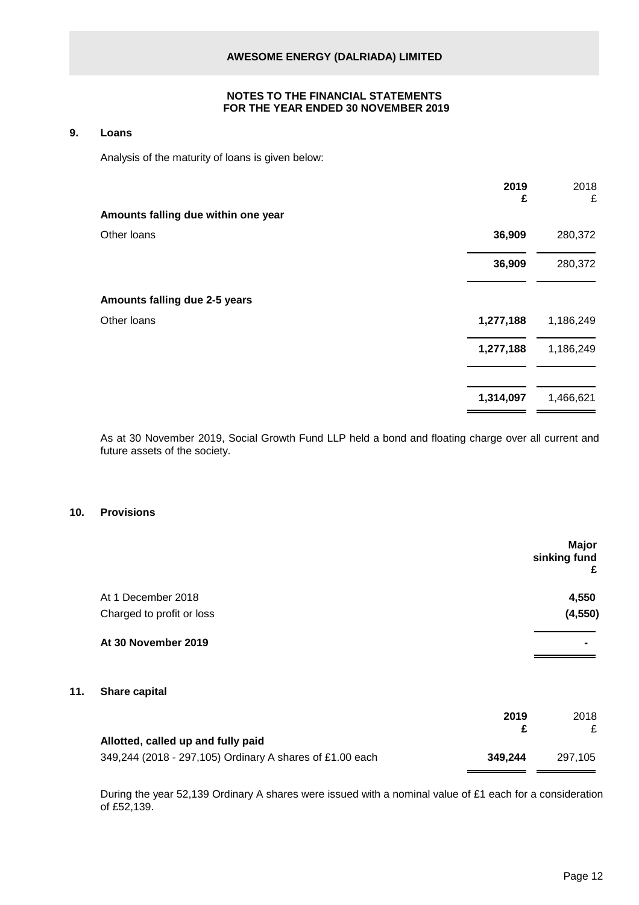## 9. Loans

Analysis of the maturity of loans is given below:

| | 2019 £ | 2018 £ |
|---|---|---|
| **Amounts falling due within one year** | | |
| Other loans | **36,909** | 280,372 |
| | **36,909** | 280,372 |
| **Amounts falling due 2-5 years** | | |
| Other loans | **1,277,188** | 1,186,249 |
| | **1,277,188** | 1,186,249 |
| | **1,314,097** | 1,466,621 |

As at 30 November 2019, Social Growth Fund LLP held a bond and floating charge over all current and future assets of the society.

## 10. Provisions

| | Major sinking fund £ |
|---|---|
| At 1 December 2018 | **4,550** |
| Charged to profit or loss | **(4,550)** |
| **At 30 November 2019** | **-** |

## 11. Share capital

| | 2019 £ | 2018 £ |
|---|---|---|
| **Allotted, called up and fully paid** | | |
| 349,244 (2018 - 297,105) Ordinary A shares of £1.00 each | **349,244** | 297,105 |

During the year 52,139 Ordinary A shares were issued with a nominal value of £1 each for a consideration of £52,139.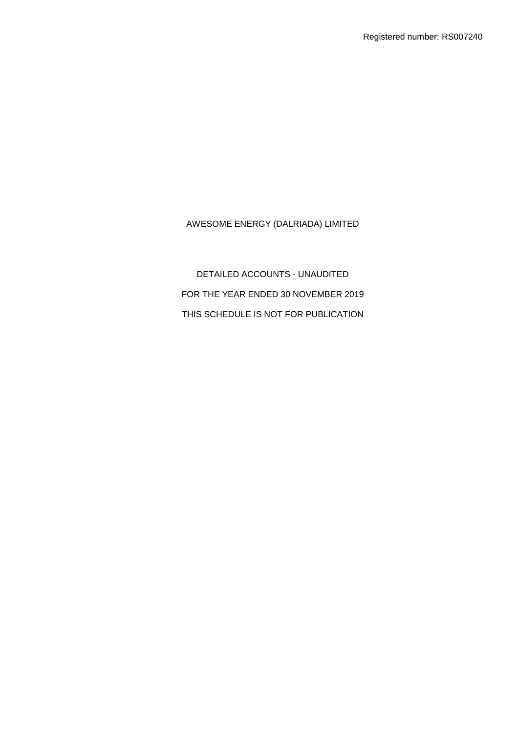Registered number: RS007240

AWESOME ENERGY (DALRIADA) LIMITED

DETAILED ACCOUNTS - UNAUDITED

FOR THE YEAR ENDED 30 NOVEMBER 2019

THIS SCHEDULE IS NOT FOR PUBLICATION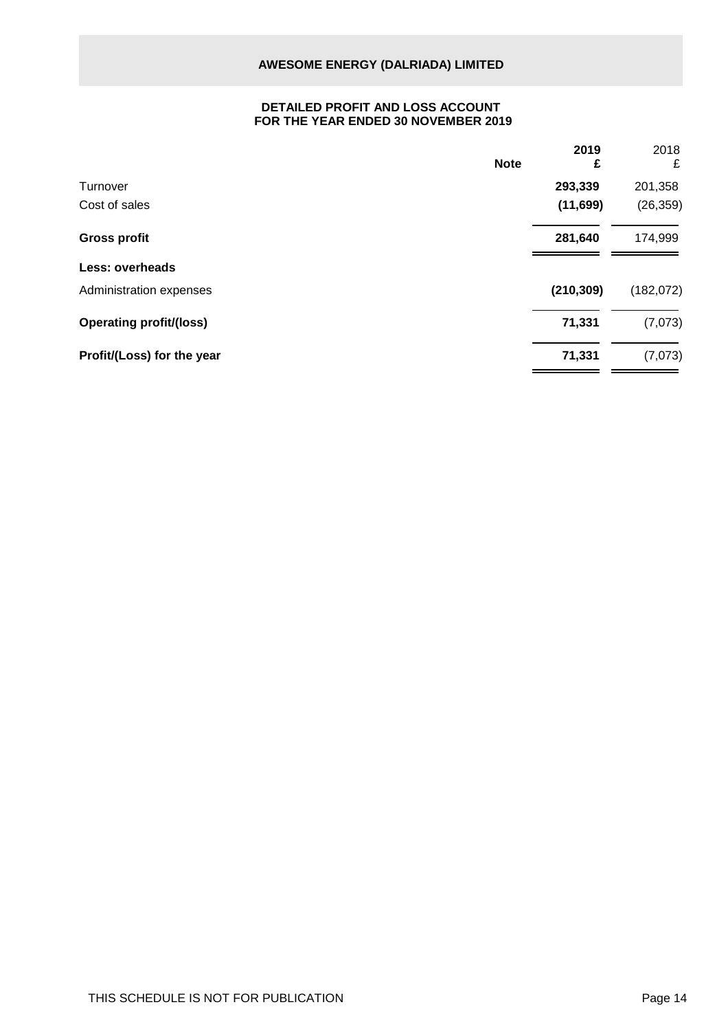**AWESOME ENERGY (DALRIADA) LIMITED**

**DETAILED PROFIT AND LOSS ACCOUNT**
**FOR THE YEAR ENDED 30 NOVEMBER 2019**

| | Note | 2019 £ | 2018 £ |
|---|---|---|---|
| Turnover | | **293,339** | 201,358 |
| Cost of sales | | **(11,699)** | (26,359) |
| **Gross profit** | | **281,640** | 174,999 |
| **Less: overheads** | | | |
| Administration expenses | | **(210,309)** | (182,072) |
| **Operating profit/(loss)** | | **71,331** | (7,073) |
| **Profit/(Loss) for the year** | | **71,331** | (7,073) |

THIS SCHEDULE IS NOT FOR PUBLICATION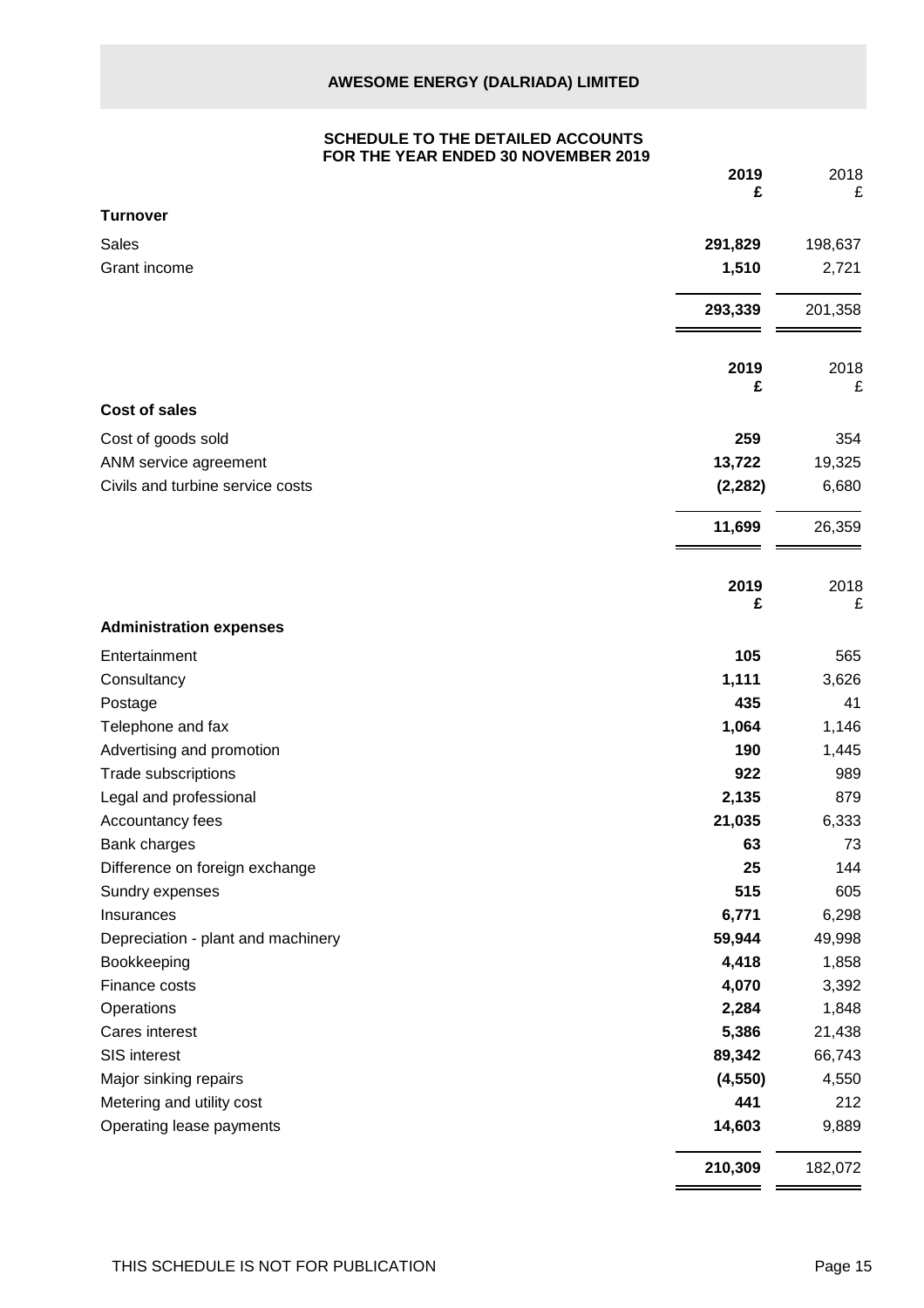# AWESOME ENERGY (DALRIADA) LIMITED

## SCHEDULE TO THE DETAILED ACCOUNTS FOR THE YEAR ENDED 30 NOVEMBER 2019

| | 2019 £ | 2018 £ |
|---|---|---|
| **Turnover** | | |
| Sales | **291,829** | 198,637 |
| Grant income | **1,510** | 2,721 |
| | **293,339** | 201,358 |

| | 2019 £ | 2018 £ |
|---|---|---|
| **Cost of sales** | | |
| Cost of goods sold | **259** | 354 |
| ANM service agreement | **13,722** | 19,325 |
| Civils and turbine service costs | **(2,282)** | 6,680 |
| | **11,699** | 26,359 |

| | 2019 £ | 2018 £ |
|---|---|---|
| **Administration expenses** | | |
| Entertainment | **105** | 565 |
| Consultancy | **1,111** | 3,626 |
| Postage | **435** | 41 |
| Telephone and fax | **1,064** | 1,146 |
| Advertising and promotion | **190** | 1,445 |
| Trade subscriptions | **922** | 989 |
| Legal and professional | **2,135** | 879 |
| Accountancy fees | **21,035** | 6,333 |
| Bank charges | **63** | 73 |
| Difference on foreign exchange | **25** | 144 |
| Sundry expenses | **515** | 605 |
| Insurances | **6,771** | 6,298 |
| Depreciation - plant and machinery | **59,944** | 49,998 |
| Bookkeeping | **4,418** | 1,858 |
| Finance costs | **4,070** | 3,392 |
| Operations | **2,284** | 1,848 |
| Cares interest | **5,386** | 21,438 |
| SIS interest | **89,342** | 66,743 |
| Major sinking repairs | **(4,550)** | 4,550 |
| Metering and utility cost | **441** | 212 |
| Operating lease payments | **14,603** | 9,889 |
| | **210,309** | 182,072 |

THIS SCHEDULE IS NOT FOR PUBLICATION